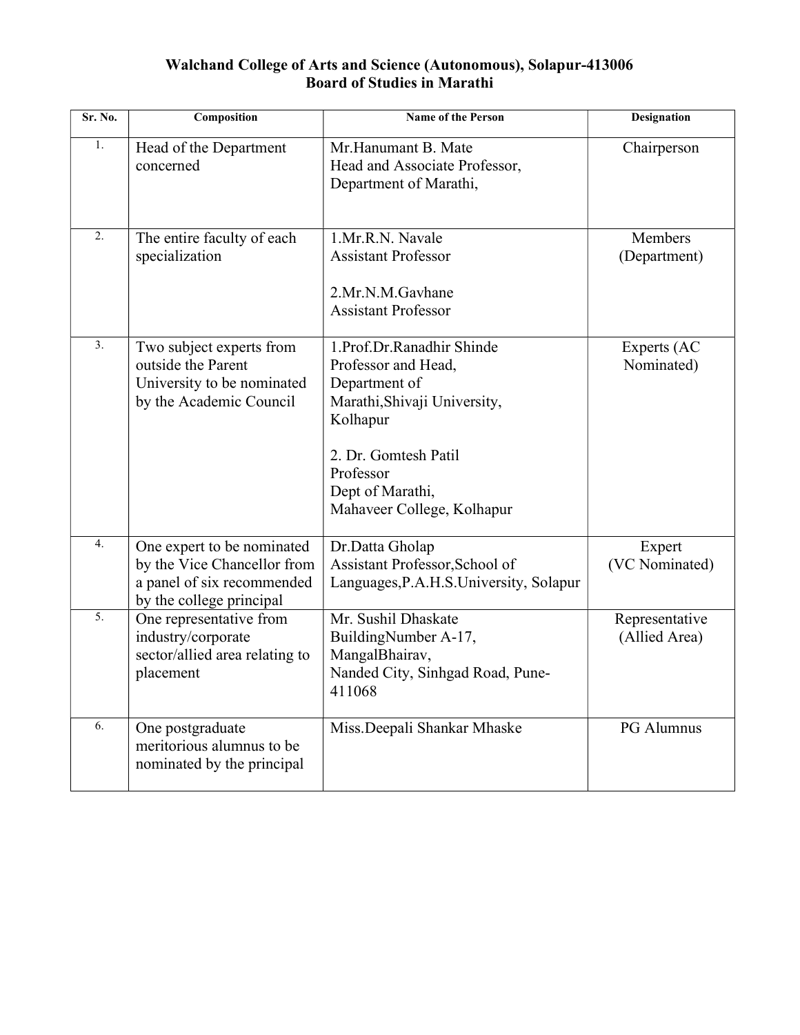**Walchand College of Arts and Science (Autonomous), Solapur-413006**
**Board of Studies in Marathi**

| Sr. No. | Composition | Name of the Person | Designation |
|---|---|---|---|
| 1. | Head of the Department concerned | Mr.Hanumant B. Mate<br>Head and Associate Professor,<br>Department of Marathi, | Chairperson |
| 2. | The entire faculty of each specialization | 1.Mr.R.N. Navale<br>Assistant Professor<br><br>2.Mr.N.M.Gavhane<br>Assistant Professor | Members (Department) |
| 3. | Two subject experts from outside the Parent University to be nominated by the Academic Council | 1.Prof.Dr.Ranadhir Shinde<br>Professor and Head,<br>Department of Marathi,Shivaji University, Kolhapur<br><br>2. Dr. Gomtesh Patil<br>Professor<br>Dept of Marathi,<br>Mahaveer College, Kolhapur | Experts (AC Nominated) |
| 4. | One expert to be nominated by the Vice Chancellor from a panel of six recommended by the college principal | Dr.Datta Gholap<br>Assistant Professor,School of Languages,P.A.H.S.University, Solapur | Expert (VC Nominated) |
| 5. | One representative from industry/corporate sector/allied area relating to placement | Mr. Sushil Dhaskate<br>BuildingNumber A-17, MangalBhairav,<br>Nanded City, Sinhgad Road, Pune-411068 | Representative (Allied Area) |
| 6. | One postgraduate meritorious alumnus to be nominated by the principal | Miss.Deepali Shankar Mhaske | PG Alumnus |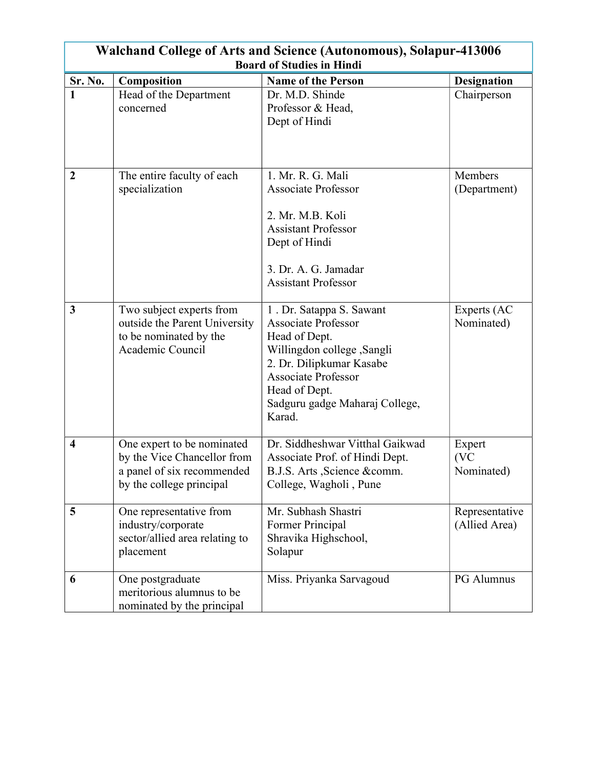# Walchand College of Arts and Science (Autonomous), Solapur-413006

## Board of Studies in Hindi

| Sr. No. | Composition | Name of the Person | Designation |
|---|---|---|---|
| 1 | Head of the Department concerned | Dr. M.D. Shinde<br>Professor & Head,<br>Dept of Hindi | Chairperson |
| 2 | The entire faculty of each specialization | 1. Mr. R. G. Mali<br>Associate Professor<br><br>2. Mr. M.B. Koli<br>Assistant Professor<br>Dept of Hindi<br><br>3. Dr. A. G. Jamadar<br>Assistant Professor | Members (Department) |
| 3 | Two subject experts from outside the Parent University to be nominated by the Academic Council | 1 . Dr. Satappa S. Sawant<br>Associate Professor<br>Head of Dept.<br>Willingdon college ,Sangli<br>2. Dr. Dilipkumar Kasabe<br>Associate Professor<br>Head of Dept.<br>Sadguru gadge Maharaj College, Karad. | Experts (AC Nominated) |
| 4 | One expert to be nominated by the Vice Chancellor from a panel of six recommended by the college principal | Dr. Siddheshwar Vitthal Gaikwad<br>Associate Prof. of Hindi Dept.<br>B.J.S. Arts ,Science &comm. College, Wagholi , Pune | Expert (VC Nominated) |
| 5 | One representative from industry/corporate sector/allied area relating to placement | Mr. Subhash Shastri<br>Former Principal<br>Shravika Highschool,<br>Solapur | Representative (Allied Area) |
| 6 | One postgraduate meritorious alumnus to be nominated by the principal | Miss. Priyanka Sarvagoud | PG Alumnus |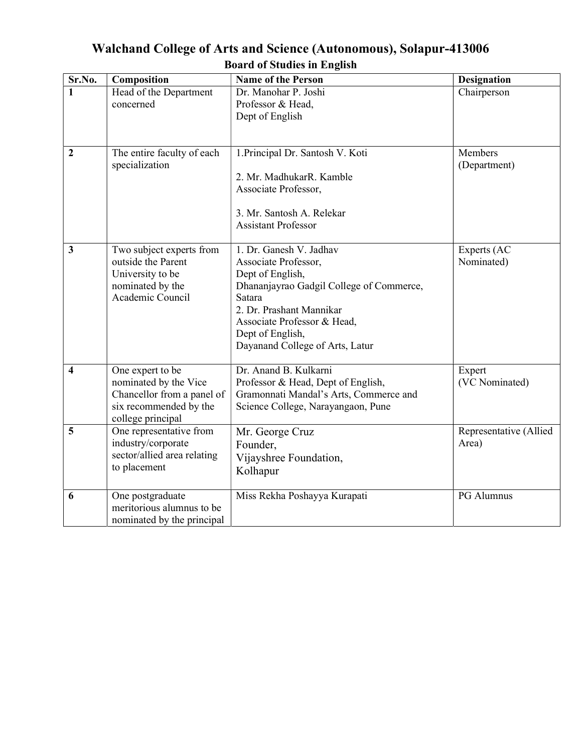# Walchand College of Arts and Science (Autonomous), Solapur-413006

## Board of Studies in English

| Sr.No. | Composition | Name of the Person | Designation |
|---|---|---|---|
| 1 | Head of the Department concerned | Dr. Manohar P. Joshi<br>Professor & Head,<br>Dept of English | Chairperson |
| 2 | The entire faculty of each specialization | 1.Principal Dr. Santosh V. Koti<br><br>2. Mr. MadhukarR. Kamble<br>Associate Professor,<br><br>3. Mr. Santosh A. Relekar<br>Assistant Professor | Members (Department) |
| 3 | Two subject experts from outside the Parent University to be nominated by the Academic Council | 1. Dr. Ganesh V. Jadhav<br>Associate Professor,<br>Dept of English,<br>Dhananjayrao Gadgil College of Commerce, Satara<br>2. Dr. Prashant Mannikar<br>Associate Professor & Head,<br>Dept of English,<br>Dayanand College of Arts, Latur | Experts (AC Nominated) |
| 4 | One expert to be nominated by the Vice Chancellor from a panel of six recommended by the college principal | Dr. Anand B. Kulkarni<br>Professor & Head, Dept of English,<br>Gramonnati Mandal's Arts, Commerce and Science College, Narayangaon, Pune | Expert (VC Nominated) |
| 5 | One representative from industry/corporate sector/allied area relating to placement | Mr. George Cruz<br>Founder,<br>Vijayshree Foundation,<br>Kolhapur | Representative (Allied Area) |
| 6 | One postgraduate meritorious alumnus to be nominated by the principal | Miss Rekha Poshayya Kurapati | PG Alumnus |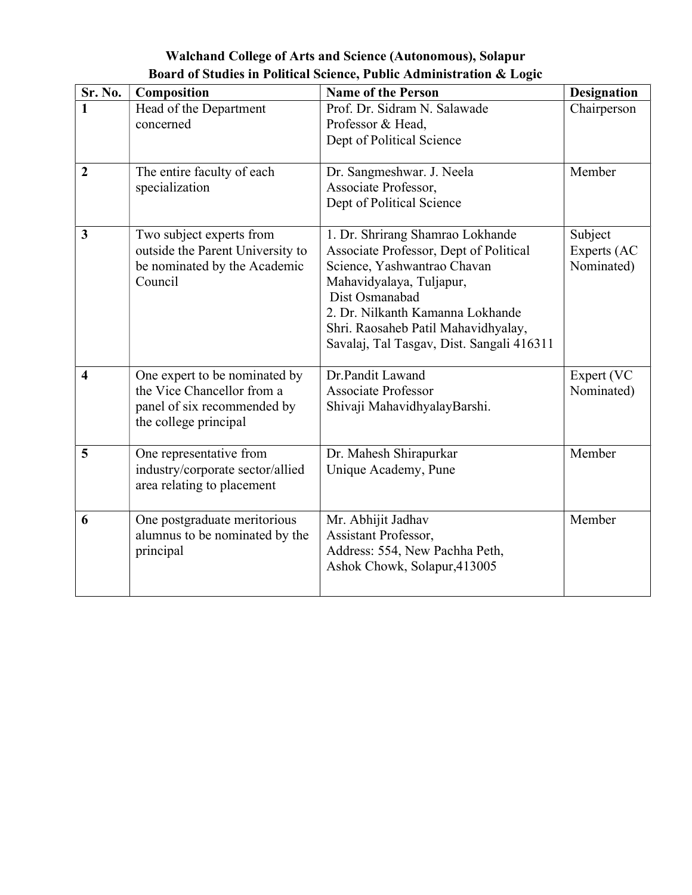**Walchand College of Arts and Science (Autonomous), Solapur**
**Board of Studies in Political Science, Public Administration & Logic**

| Sr. No. | Composition | Name of the Person | Designation |
|---|---|---|---|
| **1** | Head of the Department concerned | Prof. Dr. Sidram N. Salawade<br>Professor & Head,<br>Dept of Political Science | Chairperson |
| **2** | The entire faculty of each specialization | Dr. Sangmeshwar. J. Neela<br>Associate Professor,<br>Dept of Political Science | Member |
| **3** | Two subject experts from outside the Parent University to be nominated by the Academic Council | 1. Dr. Shrirang Shamrao Lokhande<br>Associate Professor, Dept of Political Science, Yashwantrao Chavan Mahavidyalaya, Tuljapur,<br>Dist Osmanabad<br>2. Dr. Nilkanth Kamanna Lokhande<br>Shri. Raosaheb Patil Mahavidhyalay, Savalaj, Tal Tasgav, Dist. Sangali 416311 | Subject Experts (AC Nominated) |
| **4** | One expert to be nominated by the Vice Chancellor from a panel of six recommended by the college principal | Dr.Pandit Lawand<br>Associate Professor<br>Shivaji MahavidhyalayBarshi. | Expert (VC Nominated) |
| **5** | One representative from industry/corporate sector/allied area relating to placement | Dr. Mahesh Shirapurkar<br>Unique Academy, Pune | Member |
| **6** | One postgraduate meritorious alumnus to be nominated by the principal | Mr. Abhijit Jadhav<br>Assistant Professor,<br>Address: 554, New Pachha Peth,<br>Ashok Chowk, Solapur,413005 | Member |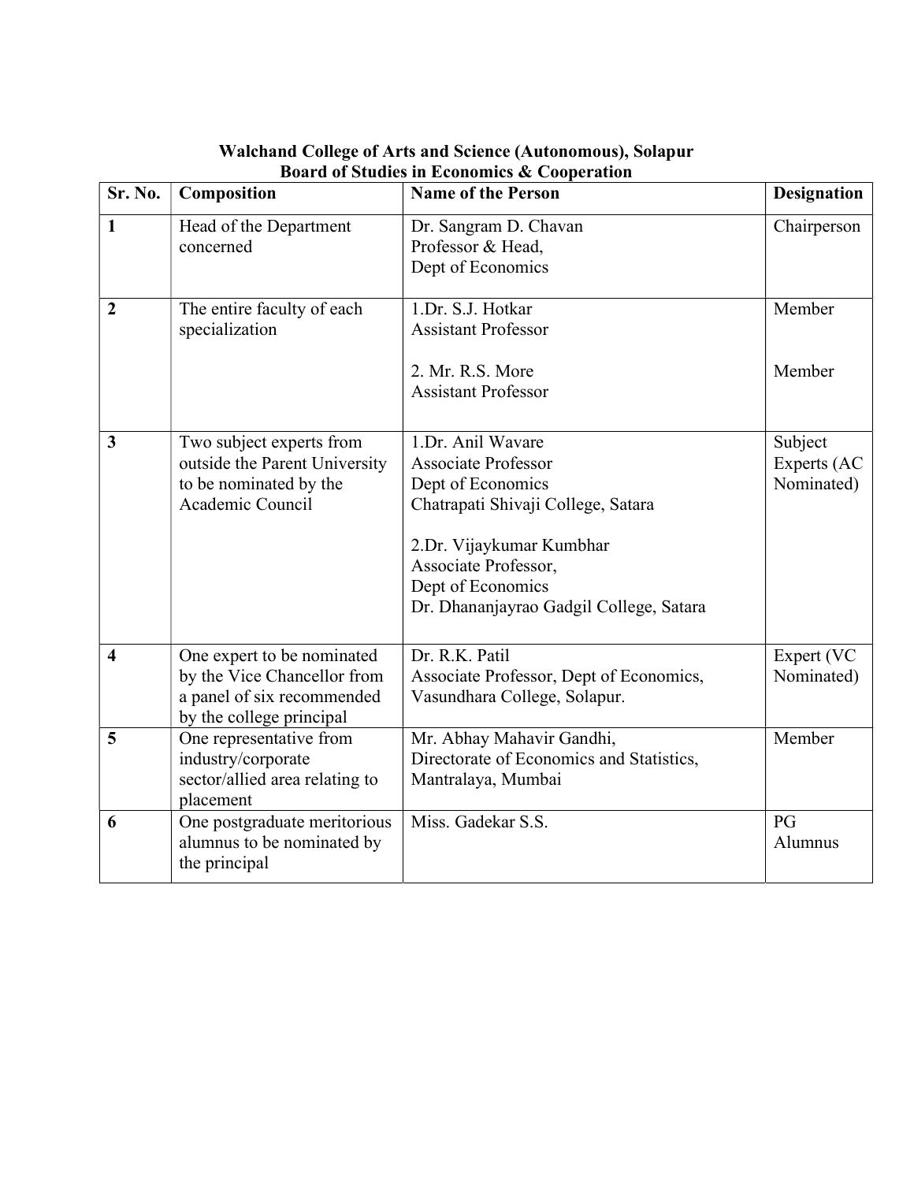**Walchand College of Arts and Science (Autonomous), Solapur**
**Board of Studies in Economics & Cooperation**

| Sr. No. | Composition | Name of the Person | Designation |
|---|---|---|---|
| 1 | Head of the Department concerned | Dr. Sangram D. Chavan<br>Professor & Head,<br>Dept of Economics | Chairperson |
| 2 | The entire faculty of each specialization | 1.Dr. S.J. Hotkar<br>Assistant Professor<br><br>2. Mr. R.S. More<br>Assistant Professor | Member<br><br>Member |
| 3 | Two subject experts from outside the Parent University to be nominated by the Academic Council | 1.Dr. Anil Wavare<br>Associate Professor<br>Dept of Economics<br>Chatrapati Shivaji College, Satara<br><br>2.Dr. Vijaykumar Kumbhar<br>Associate Professor,<br>Dept of Economics<br>Dr. Dhananjayrao Gadgil College, Satara | Subject Experts (AC Nominated) |
| 4 | One expert to be nominated by the Vice Chancellor from a panel of six recommended by the college principal | Dr. R.K. Patil<br>Associate Professor, Dept of Economics,<br>Vasundhara College, Solapur. | Expert (VC Nominated) |
| 5 | One representative from industry/corporate sector/allied area relating to placement | Mr. Abhay Mahavir Gandhi,<br>Directorate of Economics and Statistics,<br>Mantralaya, Mumbai | Member |
| 6 | One postgraduate meritorious alumnus to be nominated by the principal | Miss. Gadekar S.S. | PG Alumnus |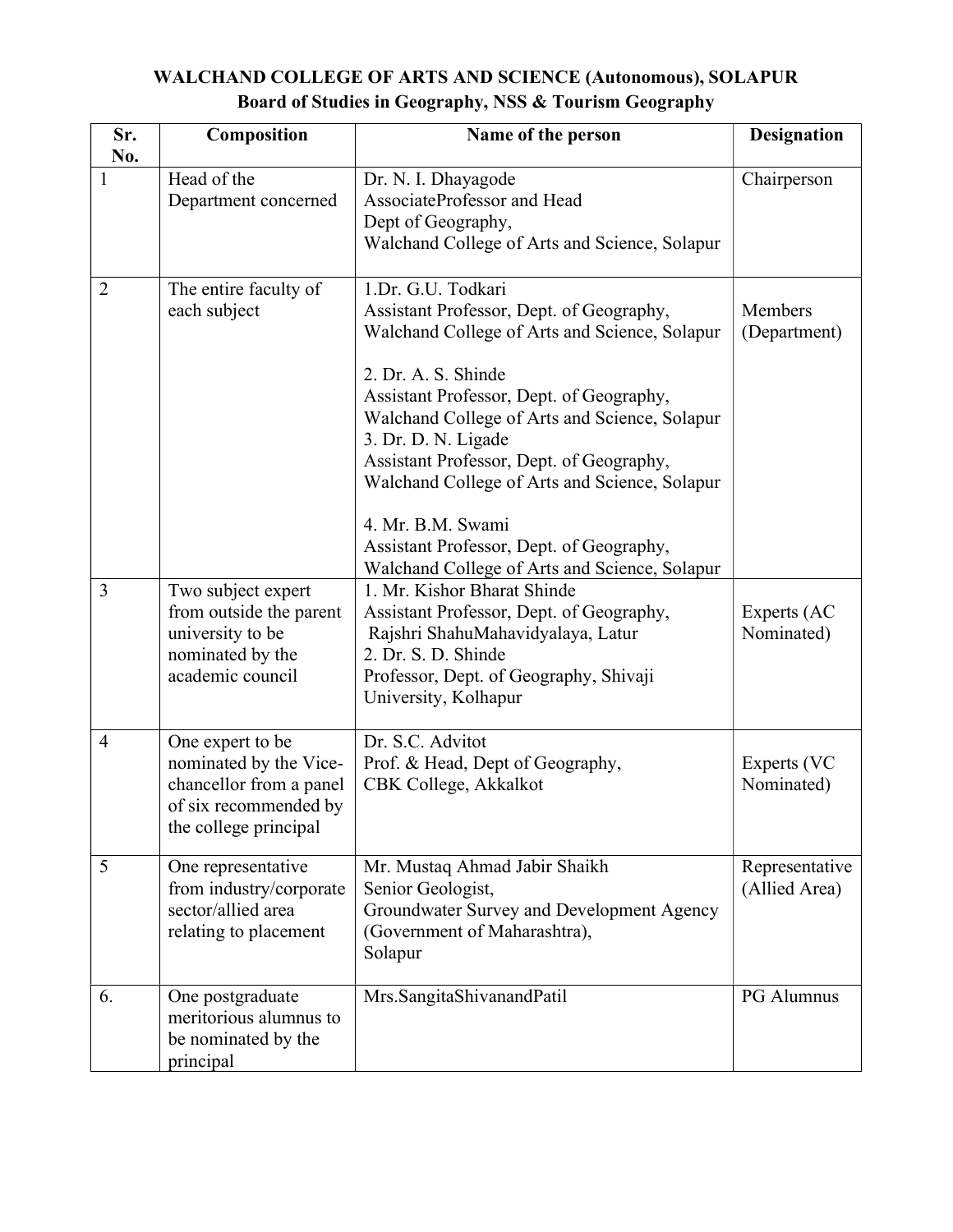**WALCHAND COLLEGE OF ARTS AND SCIENCE (Autonomous), SOLAPUR**

**Board of Studies in Geography, NSS & Tourism Geography**

| Sr. No. | Composition | Name of the person | Designation |
|---|---|---|---|
| 1 | Head of the Department concerned | Dr. N. I. Dhayagode<br>AssociateProfessor and Head<br>Dept of Geography,<br>Walchand College of Arts and Science, Solapur | Chairperson |
| 2 | The entire faculty of each subject | 1.Dr. G.U. Todkari<br>Assistant Professor, Dept. of Geography,<br>Walchand College of Arts and Science, Solapur<br><br>2. Dr. A. S. Shinde<br>Assistant Professor, Dept. of Geography,<br>Walchand College of Arts and Science, Solapur<br>3. Dr. D. N. Ligade<br>Assistant Professor, Dept. of Geography,<br>Walchand College of Arts and Science, Solapur<br><br>4. Mr. B.M. Swami<br>Assistant Professor, Dept. of Geography,<br>Walchand College of Arts and Science, Solapur | Members (Department) |
| 3 | Two subject expert from outside the parent university to be nominated by the academic council | 1. Mr. Kishor Bharat Shinde<br>Assistant Professor, Dept. of Geography,<br>Rajshri ShahuMahavidyalaya, Latur<br>2. Dr. S. D. Shinde<br>Professor, Dept. of Geography, Shivaji University, Kolhapur | Experts (AC Nominated) |
| 4 | One expert to be nominated by the Vice-chancellor from a panel of six recommended by the college principal | Dr. S.C. Advitot<br>Prof. & Head, Dept of Geography,<br>CBK College, Akkalkot | Experts (VC Nominated) |
| 5 | One representative from industry/corporate sector/allied area relating to placement | Mr. Mustaq Ahmad Jabir Shaikh<br>Senior Geologist,<br>Groundwater Survey and Development Agency (Government of Maharashtra),<br>Solapur | Representative (Allied Area) |
| 6. | One postgraduate meritorious alumnus to be nominated by the principal | Mrs.SangitaShivanandPatil | PG Alumnus |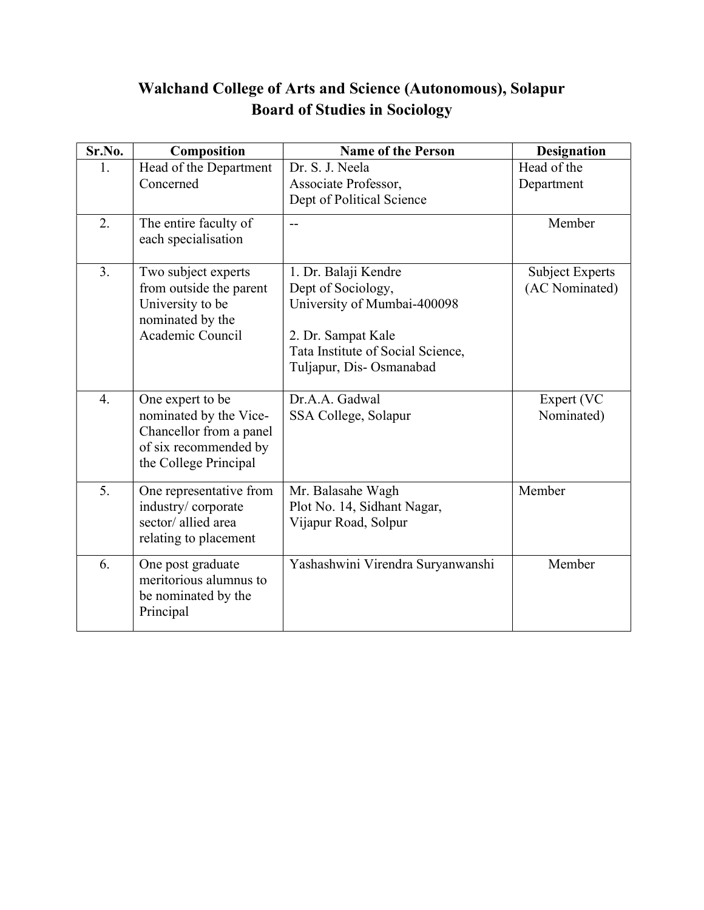# Walchand College of Arts and Science (Autonomous), Solapur
## Board of Studies in Sociology

| Sr.No. | Composition | Name of the Person | Designation |
|---|---|---|---|
| 1. | Head of the Department Concerned | Dr. S. J. Neela<br>Associate Professor,<br>Dept of Political Science | Head of the Department |
| 2. | The entire faculty of each specialisation | -- | Member |
| 3. | Two subject experts from outside the parent University to be nominated by the Academic Council | 1. Dr. Balaji Kendre<br>Dept of Sociology,<br>University of Mumbai-400098<br><br>2. Dr. Sampat Kale<br>Tata Institute of Social Science,<br>Tuljapur, Dis- Osmanabad | Subject Experts (AC Nominated) |
| 4. | One expert to be nominated by the Vice-Chancellor from a panel of six recommended by the College Principal | Dr.A.A. Gadwal<br>SSA College, Solapur | Expert (VC Nominated) |
| 5. | One representative from industry/ corporate sector/ allied area relating to placement | Mr. Balasahe Wagh<br>Plot No. 14, Sidhant Nagar,<br>Vijapur Road, Solpur | Member |
| 6. | One post graduate meritorious alumnus to be nominated by the Principal | Yashashwini Virendra Suryanwanshi | Member |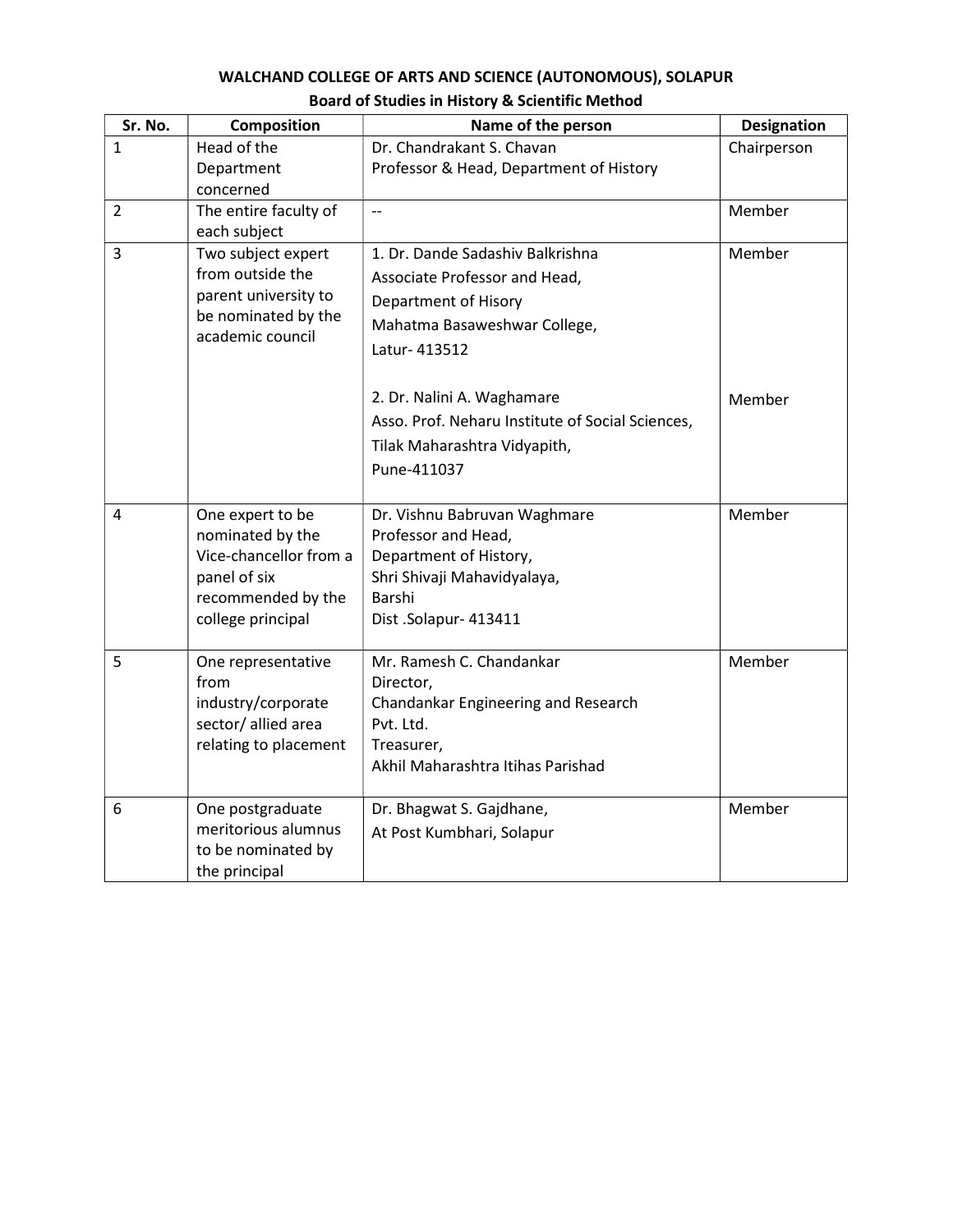**WALCHAND COLLEGE OF ARTS AND SCIENCE (AUTONOMOUS), SOLAPUR**

**Board of Studies in History & Scientific Method**

| Sr. No. | Composition | Name of the person | Designation |
|---|---|---|---|
| 1 | Head of the Department concerned | Dr. Chandrakant S. Chavan<br>Professor & Head, Department of History | Chairperson |
| 2 | The entire faculty of each subject | -- | Member |
| 3 | Two subject expert from outside the parent university to be nominated by the academic council | 1. Dr. Dande Sadashiv Balkrishna<br>Associate Professor and Head,<br>Department of Hisory<br>Mahatma Basaweshwar College,<br>Latur- 413512 | Member |
| | | 2. Dr. Nalini A. Waghamare<br>Asso. Prof. Neharu Institute of Social Sciences,<br>Tilak Maharashtra Vidyapith,<br>Pune-411037 | Member |
| 4 | One expert to be nominated by the Vice-chancellor from a panel of six recommended by the college principal | Dr. Vishnu Babruvan Waghmare<br>Professor and Head,<br>Department of History,<br>Shri Shivaji Mahavidyalaya,<br>Barshi<br>Dist .Solapur- 413411 | Member |
| 5 | One representative from industry/corporate sector/ allied area relating to placement | Mr. Ramesh C. Chandankar<br>Director,<br>Chandankar Engineering and Research Pvt. Ltd.<br>Treasurer,<br>Akhil Maharashtra Itihas Parishad | Member |
| 6 | One postgraduate meritorious alumnus to be nominated by the principal | Dr. Bhagwat S. Gajdhane,<br>At Post Kumbhari, Solapur | Member |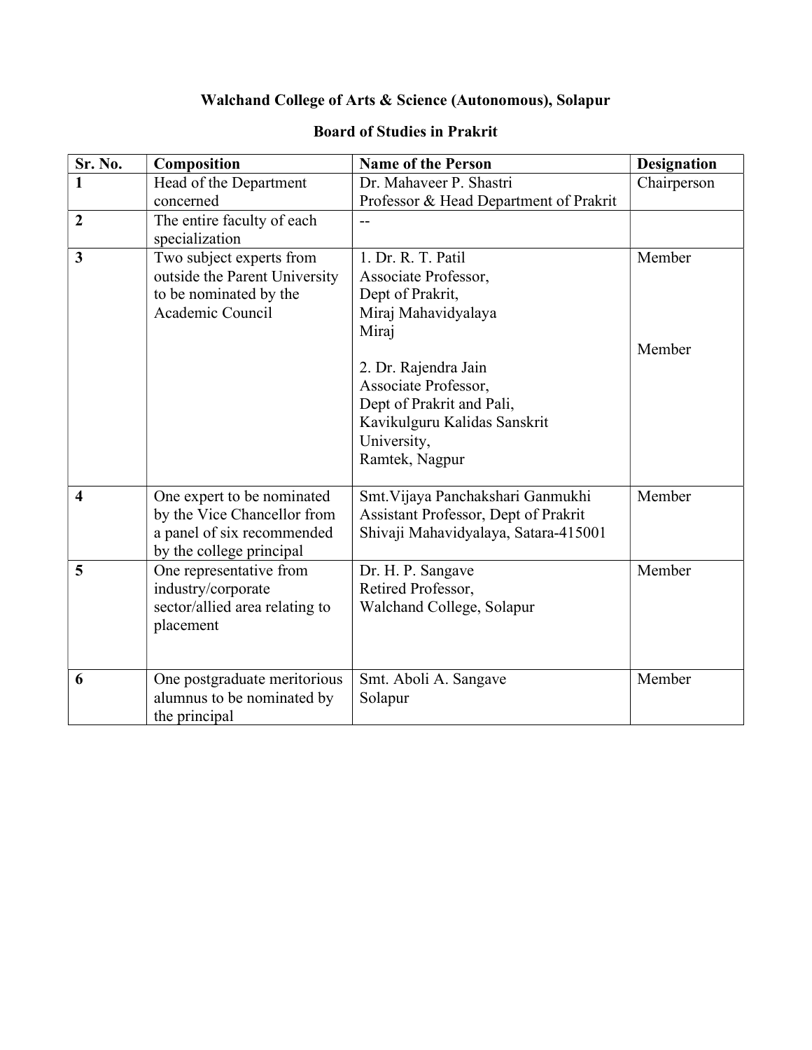# Walchand College of Arts & Science (Autonomous), Solapur

## Board of Studies in Prakrit

| Sr. No. | Composition | Name of the Person | Designation |
|---|---|---|---|
| **1** | Head of the Department concerned | Dr. Mahaveer P. Shastri<br>Professor & Head Department of Prakrit | Chairperson |
| **2** | The entire faculty of each specialization | -- | |
| **3** | Two subject experts from outside the Parent University to be nominated by the Academic Council | 1. Dr. R. T. Patil<br>Associate Professor,<br>Dept of Prakrit,<br>Miraj Mahavidyalaya<br>Miraj<br><br>2. Dr. Rajendra Jain<br>Associate Professor,<br>Dept of Prakrit and Pali,<br>Kavikulguru Kalidas Sanskrit University,<br>Ramtek, Nagpur | Member<br><br><br><br><br>Member |
| **4** | One expert to be nominated by the Vice Chancellor from a panel of six recommended by the college principal | Smt.Vijaya Panchakshari Ganmukhi<br>Assistant Professor, Dept of Prakrit<br>Shivaji Mahavidyalaya, Satara-415001 | Member |
| **5** | One representative from industry/corporate sector/allied area relating to placement | Dr. H. P. Sangave<br>Retired Professor,<br>Walchand College, Solapur | Member |
| **6** | One postgraduate meritorious alumnus to be nominated by the principal | Smt. Aboli A. Sangave<br>Solapur | Member |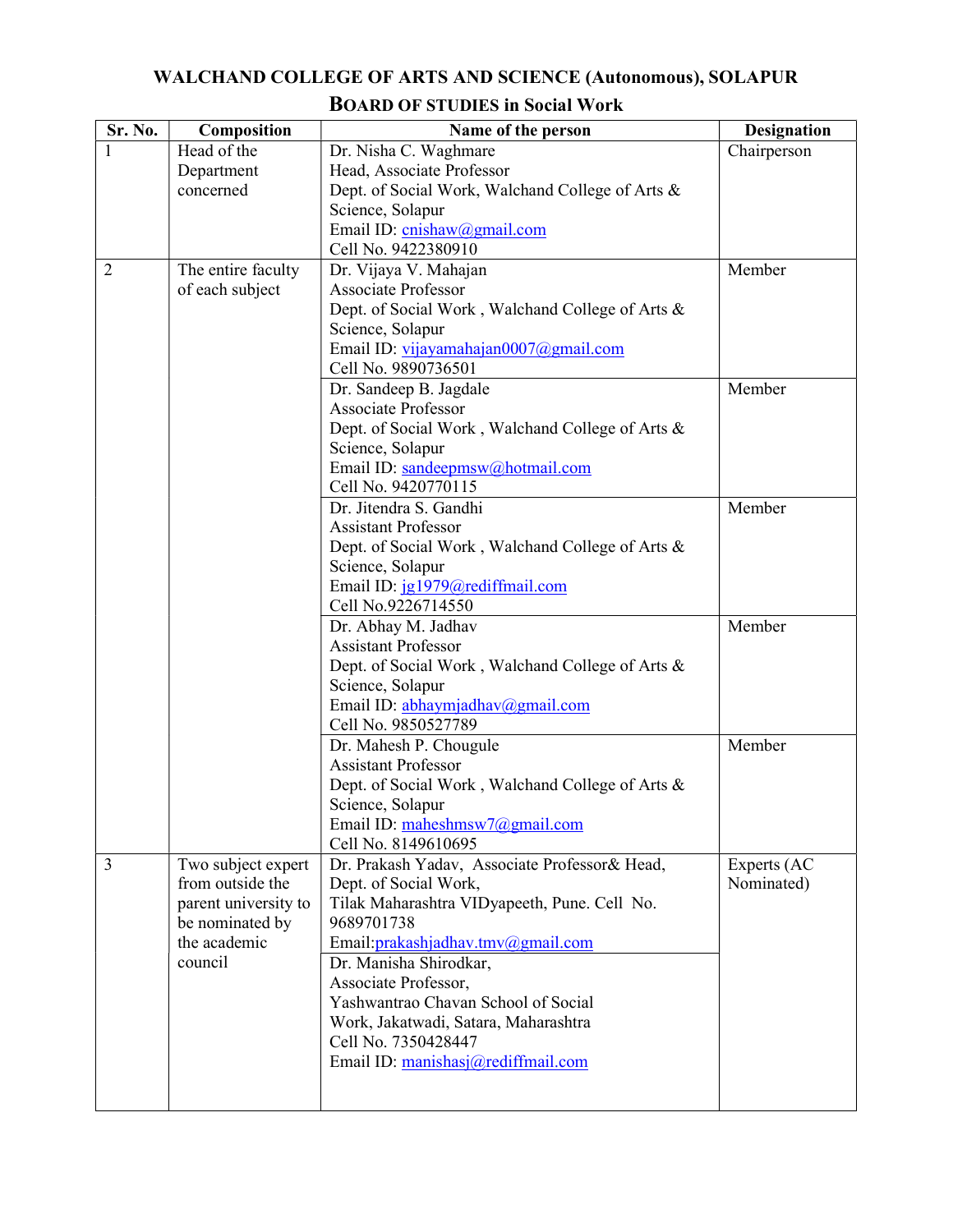# WALCHAND COLLEGE OF ARTS AND SCIENCE (Autonomous), SOLAPUR

## BOARD OF STUDIES in Social Work

| Sr. No. | Composition | Name of the person | Designation |
|---|---|---|---|
| 1 | Head of the Department concerned | Dr. Nisha C. Waghmare<br>Head, Associate Professor<br>Dept. of Social Work, Walchand College of Arts & Science, Solapur<br>Email ID: cnishaw@gmail.com<br>Cell No. 9422380910 | Chairperson |
| 2 | The entire faculty of each subject | Dr. Vijaya V. Mahajan<br>Associate Professor<br>Dept. of Social Work , Walchand College of Arts & Science, Solapur<br>Email ID: vijayamahajan0007@gmail.com<br>Cell No. 9890736501 | Member |
| | | Dr. Sandeep B. Jagdale<br>Associate Professor<br>Dept. of Social Work , Walchand College of Arts & Science, Solapur<br>Email ID: sandeepmsw@hotmail.com<br>Cell No. 9420770115 | Member |
| | | Dr. Jitendra S. Gandhi<br>Assistant Professor<br>Dept. of Social Work , Walchand College of Arts & Science, Solapur<br>Email ID: jg1979@rediffmail.com<br>Cell No.9226714550 | Member |
| | | Dr. Abhay M. Jadhav<br>Assistant Professor<br>Dept. of Social Work , Walchand College of Arts & Science, Solapur<br>Email ID: abhaymjadhav@gmail.com<br>Cell No. 9850527789 | Member |
| | | Dr. Mahesh P. Chougule<br>Assistant Professor<br>Dept. of Social Work , Walchand College of Arts & Science, Solapur<br>Email ID: maheshmsw7@gmail.com<br>Cell No. 8149610695 | Member |
| 3 | Two subject expert from outside the parent university to be nominated by the academic council | Dr. Prakash Yadav, Associate Professor& Head, Dept. of Social Work,<br>Tilak Maharashtra VIDyapeeth, Pune. Cell No. 9689701738<br>Email:prakashjadhav.tmv@gmail.com | Experts (AC Nominated) |
| | | Dr. Manisha Shirodkar,<br>Associate Professor,<br>Yashwantrao Chavan School of Social Work, Jakatwadi, Satara, Maharashtra<br>Cell No. 7350428447<br>Email ID: manishasj@rediffmail.com | |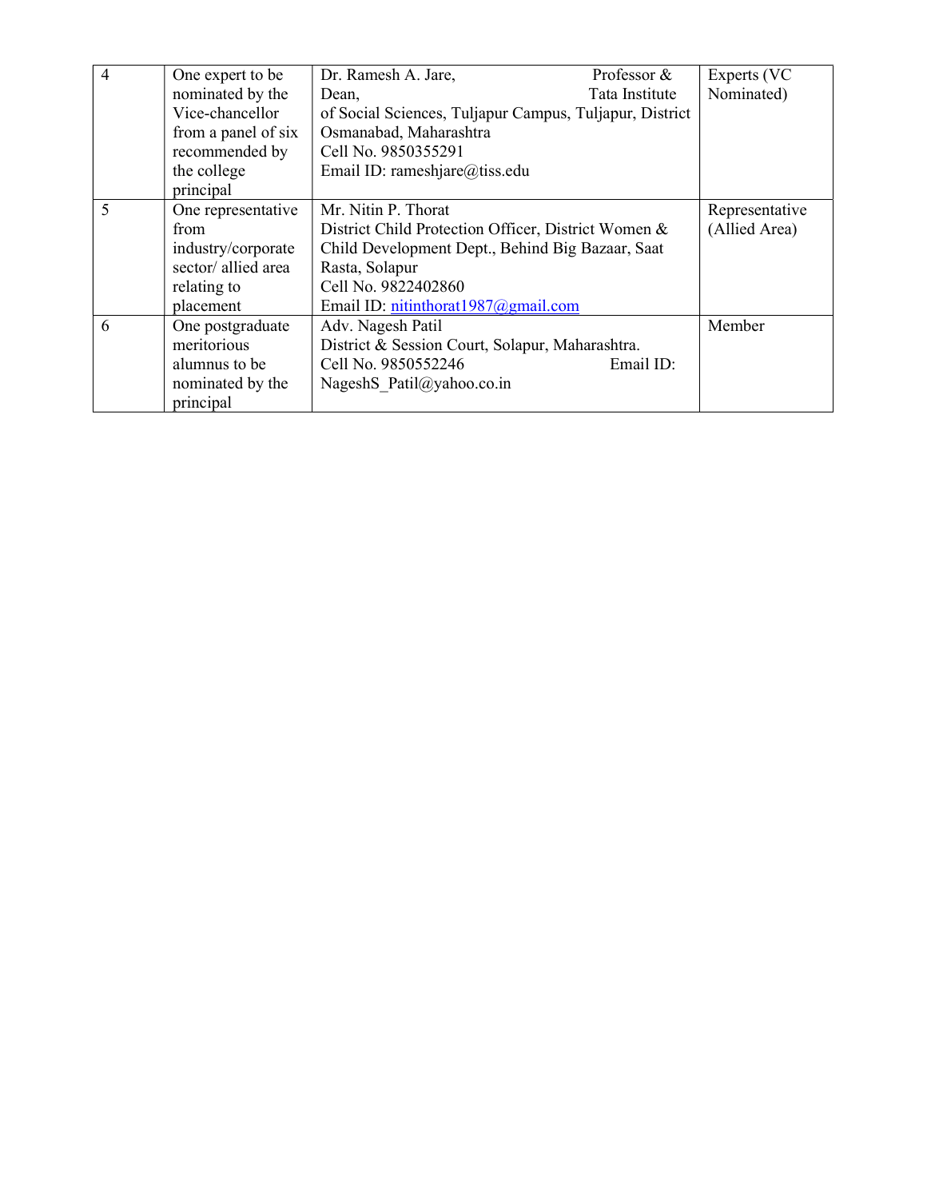| | | | |
|---|---|---|---|
| 4 | One expert to be nominated by the Vice-chancellor from a panel of six recommended by the college principal | Dr. Ramesh A. Jare, Professor & Dean, Tata Institute of Social Sciences, Tuljapur Campus, Tuljapur, District Osmanabad, Maharashtra<br>Cell No. 9850355291<br>Email ID: rameshjare@tiss.edu | Experts (VC Nominated) |
| 5 | One representative from industry/corporate sector/ allied area relating to placement | Mr. Nitin P. Thorat<br>District Child Protection Officer, District Women & Child Development Dept., Behind Big Bazaar, Saat Rasta, Solapur<br>Cell No. 9822402860<br>Email ID: nitinthorat1987@gmail.com | Representative (Allied Area) |
| 6 | One postgraduate meritorious alumnus to be nominated by the principal | Adv. Nagesh Patil<br>District & Session Court, Solapur, Maharashtra.<br>Cell No. 9850552246 Email ID: NageshS_Patil@yahoo.co.in | Member |